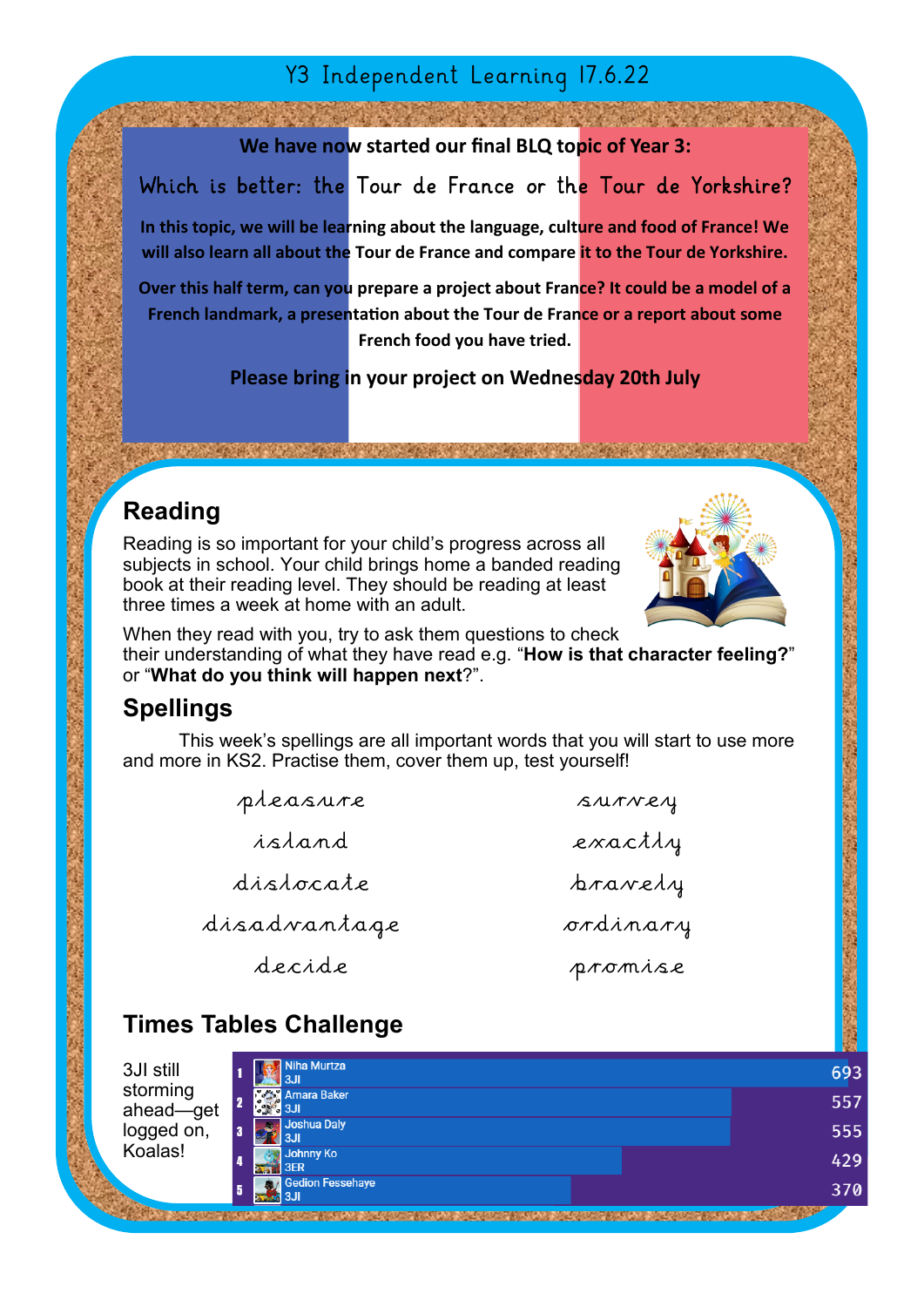# Y3 Independent Learning 17.6.22

**We have now started our final BLQ topic of Year 3:**

## Which is better: the Tour de France or the Tour de Yorkshire?

**In this topic, we will be learning about the language, culture and food of France! We will also learn all about the Tour de France and compare it to the Tour de Yorkshire.**

**Over this half term, can you prepare a project about France? It could be a model of a French landmark, a presentation about the Tour de France or a report about some French food you have tried.**

**Please bring in your project on Wednesday 20th July**

## Reading

Reading is so important for your child's progress across all subjects in school. Your child brings home a banded reading book at their reading level. They should be reading at least three times a week at home with an adult.

When they read with you, try to ask them questions to check their understanding of what they have read e.g. "**How is that character feeling?**" or "**What do you think will happen next**?".

## Spellings

This week's spellings are all important words that you will start to use more and more in KS2. Practise them, cover them up, test yourself!

| | |
|---|---|
| pleasure | survey |
| island | exactly |
| dislocate | bravely |
| disadvantage | ordinary |
| decide | promise |

## Times Tables Challenge

3JI still storming ahead—get logged on, Koalas!

1 Niha Murtza 3JI 693

2 Amara Baker 3JI 557

3 Joshua Daly 3JI 555

4 Johnny Ko 3ER 429

5 Gedion Fessehaye 3JI 370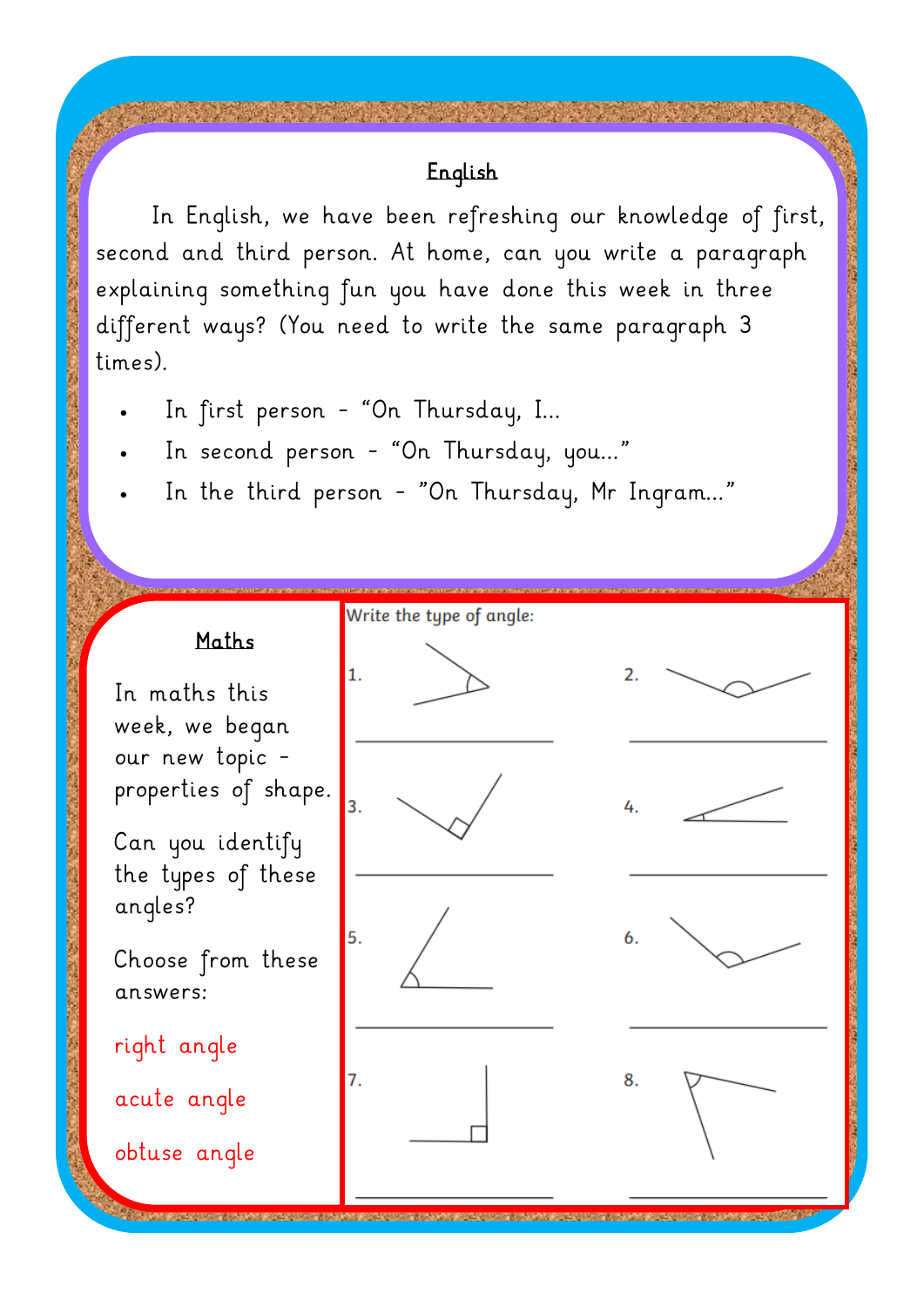## English

In English, we have been refreshing our knowledge of first, second and third person. At home, can you write a paragraph explaining something fun you have done this week in three different ways? (You need to write the same paragraph 3 times).

- In first person – "On Thursday, I…
- In second person – "On Thursday, you…"
- In the third person – "On Thursday, Mr Ingram…"

## Maths

In maths this week, we began our new topic – properties of shape.

Can you identify the types of these angles?

Choose from these answers:

right angle

acute angle

obtuse angle

Write the type of angle:

1. ____________________

2. ____________________

3. ____________________

4. ____________________

5. ____________________

6. ____________________

7. ____________________

8. ____________________